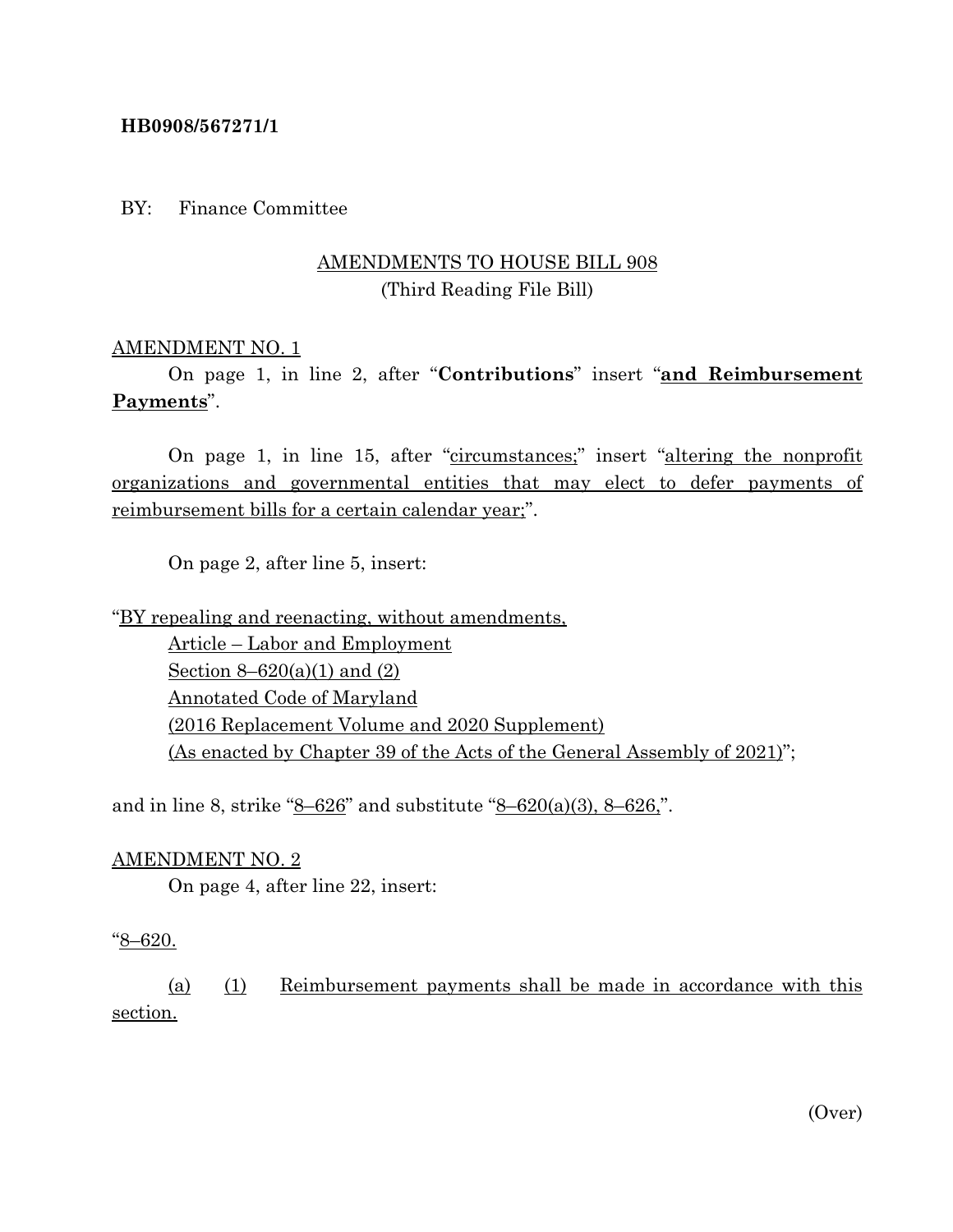**HB0908/567271/1**

BY: Finance Committee

AMENDMENTS TO HOUSE BILL 908
(Third Reading File Bill)

AMENDMENT NO. 1

On page 1, in line 2, after "**Contributions**" insert "**and Reimbursement Payments**".

On page 1, in line 15, after "circumstances;" insert "altering the nonprofit organizations and governmental entities that may elect to defer payments of reimbursement bills for a certain calendar year;".

On page 2, after line 5, insert:

"BY repealing and reenacting, without amendments,
Article – Labor and Employment
Section 8–620(a)(1) and (2)
Annotated Code of Maryland
(2016 Replacement Volume and 2020 Supplement)
(As enacted by Chapter 39 of the Acts of the General Assembly of 2021)";

and in line 8, strike "8–626" and substitute "8–620(a)(3), 8–626,".

AMENDMENT NO. 2

On page 4, after line 22, insert:

"8–620.

(a) (1) Reimbursement payments shall be made in accordance with this section.

(Over)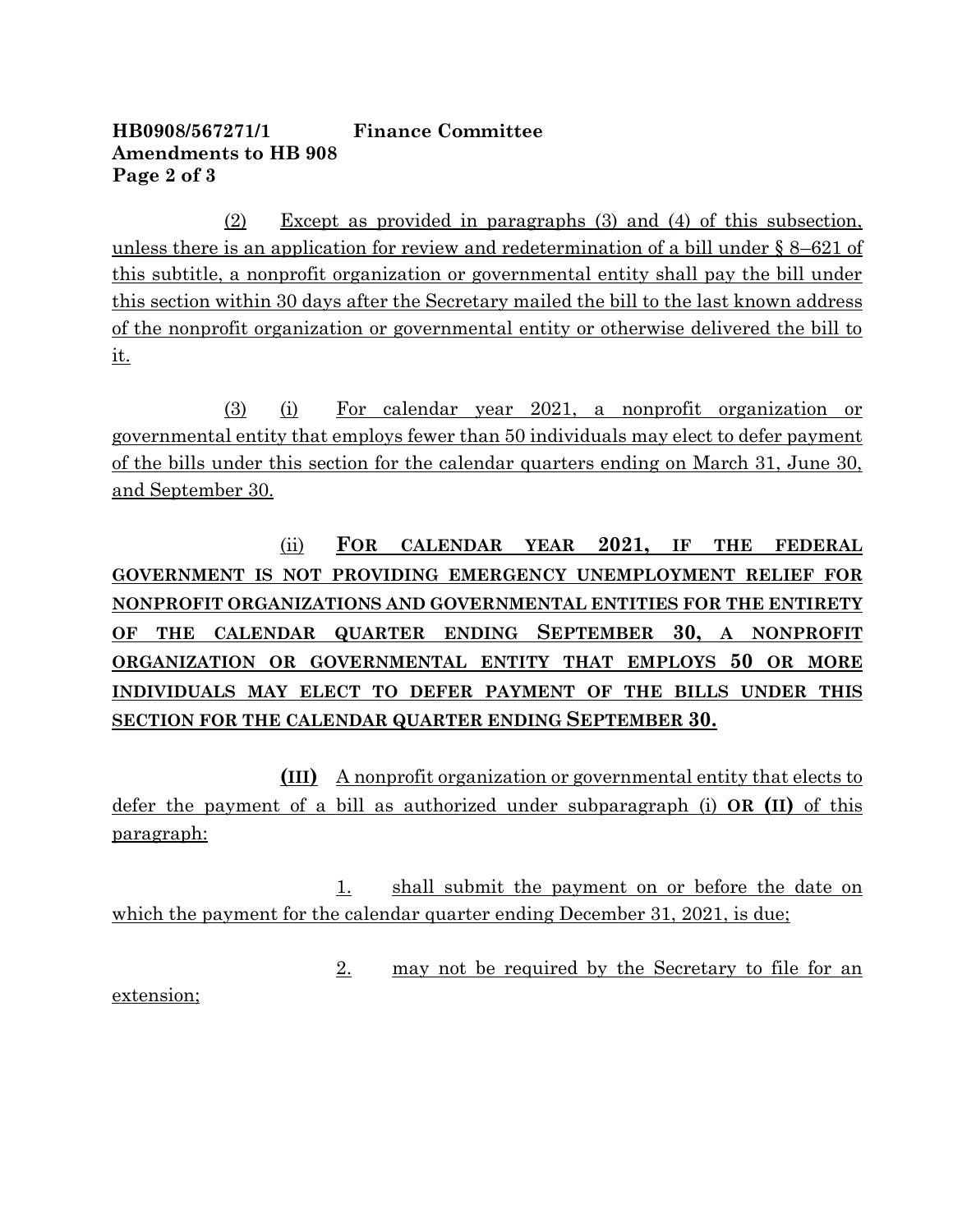(2) Except as provided in paragraphs (3) and (4) of this subsection, unless there is an application for review and redetermination of a bill under § 8–621 of this subtitle, a nonprofit organization or governmental entity shall pay the bill under this section within 30 days after the Secretary mailed the bill to the last known address of the nonprofit organization or governmental entity or otherwise delivered the bill to it.

(3) (i) For calendar year 2021, a nonprofit organization or governmental entity that employs fewer than 50 individuals may elect to defer payment of the bills under this section for the calendar quarters ending on March 31, June 30, and September 30.

(ii) **FOR CALENDAR YEAR 2021, IF THE FEDERAL GOVERNMENT IS NOT PROVIDING EMERGENCY UNEMPLOYMENT RELIEF FOR NONPROFIT ORGANIZATIONS AND GOVERNMENTAL ENTITIES FOR THE ENTIRETY OF THE CALENDAR QUARTER ENDING SEPTEMBER 30, A NONPROFIT ORGANIZATION OR GOVERNMENTAL ENTITY THAT EMPLOYS 50 OR MORE INDIVIDUALS MAY ELECT TO DEFER PAYMENT OF THE BILLS UNDER THIS SECTION FOR THE CALENDAR QUARTER ENDING SEPTEMBER 30.**

**(III)** A nonprofit organization or governmental entity that elects to defer the payment of a bill as authorized under subparagraph (i) **OR (II)** of this paragraph:

1. shall submit the payment on or before the date on which the payment for the calendar quarter ending December 31, 2021, is due;

2. may not be required by the Secretary to file for an extension;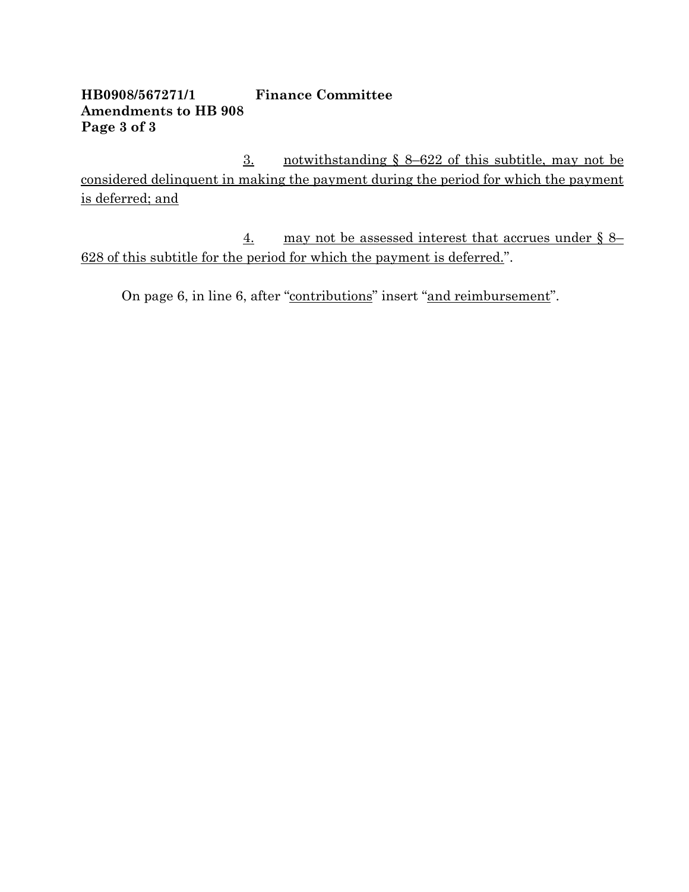3. notwithstanding § 8–622 of this subtitle, may not be considered delinquent in making the payment during the period for which the payment is deferred; and

4. may not be assessed interest that accrues under § 8–628 of this subtitle for the period for which the payment is deferred.".

On page 6, in line 6, after "contributions" insert "and reimbursement".